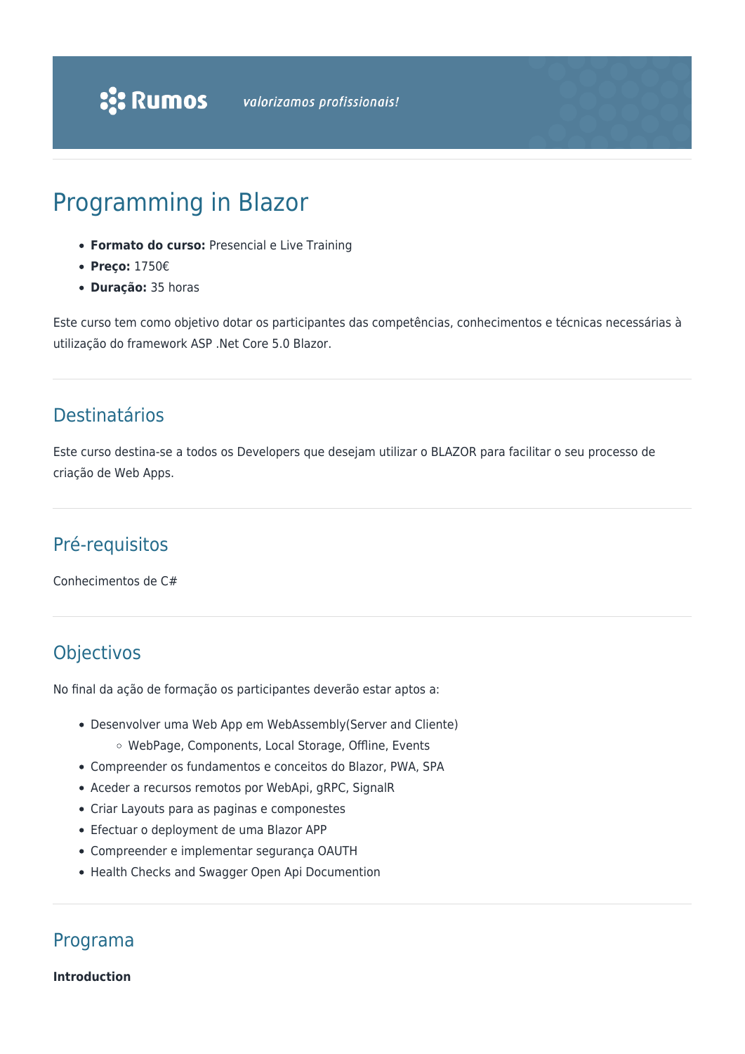Rumos valorizamos profissionais!

# Programming in Blazor

- **Formato do curso:** Presencial e Live Training
- **Preço:** 1750€
- **Duração:** 35 horas

Este curso tem como objetivo dotar os participantes das competências, conhecimentos e técnicas necessárias à utilização do framework ASP .Net Core 5.0 Blazor.

## Destinatários

Este curso destina-se a todos os Developers que desejam utilizar o BLAZOR para facilitar o seu processo de criação de Web Apps.

## Pré-requisitos

Conhecimentos de C#

## Objectivos

No final da ação de formação os participantes deverão estar aptos a:

- Desenvolver uma Web App em WebAssembly(Server and Cliente)
  - WebPage, Components, Local Storage, Offline, Events
- Compreender os fundamentos e conceitos do Blazor, PWA, SPA
- Aceder a recursos remotos por WebApi, gRPC, SignalR
- Criar Layouts para as paginas e componestes
- Efectuar o deployment de uma Blazor APP
- Compreender e implementar segurança OAUTH
- Health Checks and Swagger Open Api Documention

## Programa

**Introduction**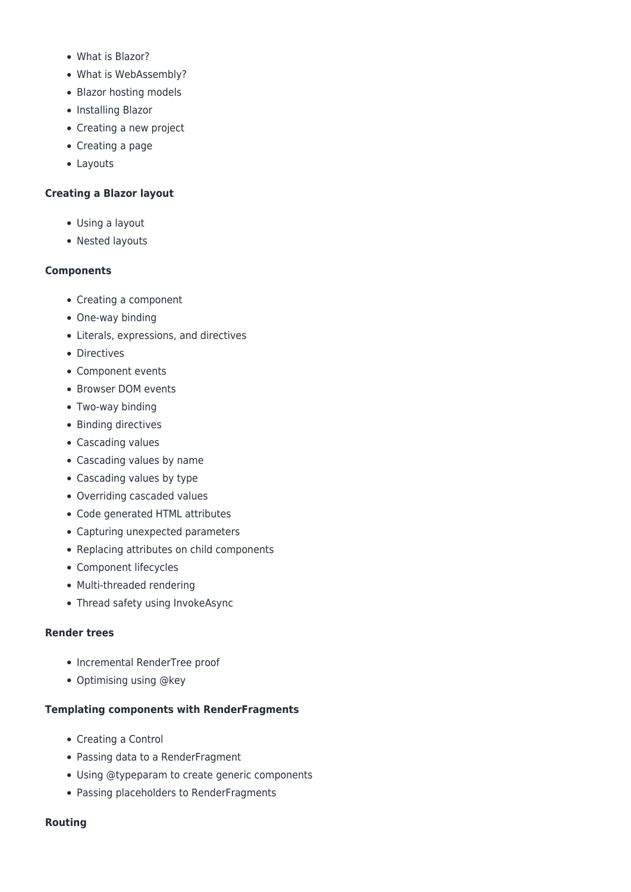- What is Blazor?
- What is WebAssembly?
- Blazor hosting models
- Installing Blazor
- Creating a new project
- Creating a page
- Layouts

**Creating a Blazor layout**

- Using a layout
- Nested layouts

**Components**

- Creating a component
- One-way binding
- Literals, expressions, and directives
- Directives
- Component events
- Browser DOM events
- Two-way binding
- Binding directives
- Cascading values
- Cascading values by name
- Cascading values by type
- Overriding cascaded values
- Code generated HTML attributes
- Capturing unexpected parameters
- Replacing attributes on child components
- Component lifecycles
- Multi-threaded rendering
- Thread safety using InvokeAsync

**Render trees**

- Incremental RenderTree proof
- Optimising using @key

**Templating components with RenderFragments**

- Creating a Control
- Passing data to a RenderFragment
- Using @typeparam to create generic components
- Passing placeholders to RenderFragments

**Routing**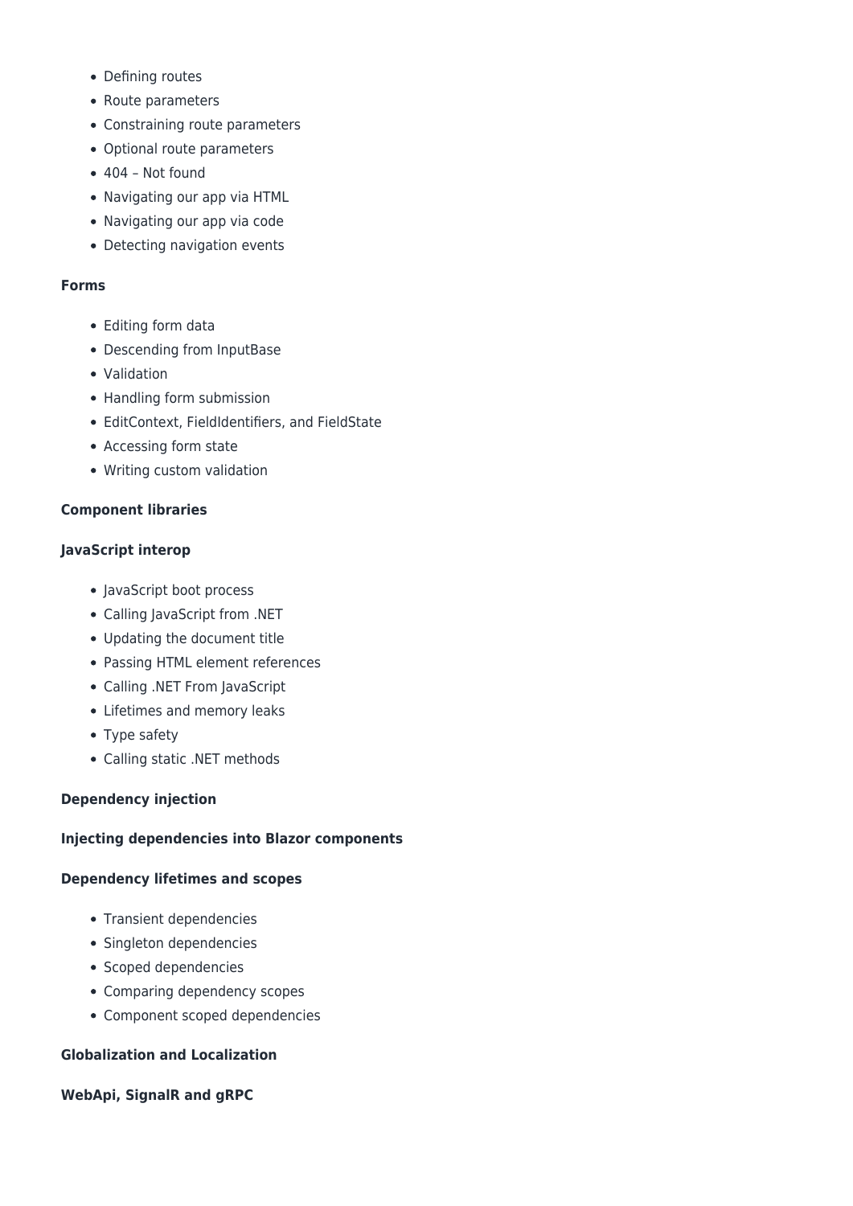- Defining routes
- Route parameters
- Constraining route parameters
- Optional route parameters
- 404 – Not found
- Navigating our app via HTML
- Navigating our app via code
- Detecting navigation events

**Forms**

- Editing form data
- Descending from InputBase
- Validation
- Handling form submission
- EditContext, FieldIdentifiers, and FieldState
- Accessing form state
- Writing custom validation

**Component libraries**

**JavaScript interop**

- JavaScript boot process
- Calling JavaScript from .NET
- Updating the document title
- Passing HTML element references
- Calling .NET From JavaScript
- Lifetimes and memory leaks
- Type safety
- Calling static .NET methods

**Dependency injection**

**Injecting dependencies into Blazor components**

**Dependency lifetimes and scopes**

- Transient dependencies
- Singleton dependencies
- Scoped dependencies
- Comparing dependency scopes
- Component scoped dependencies

**Globalization and Localization**

**WebApi, SignalR and gRPC**